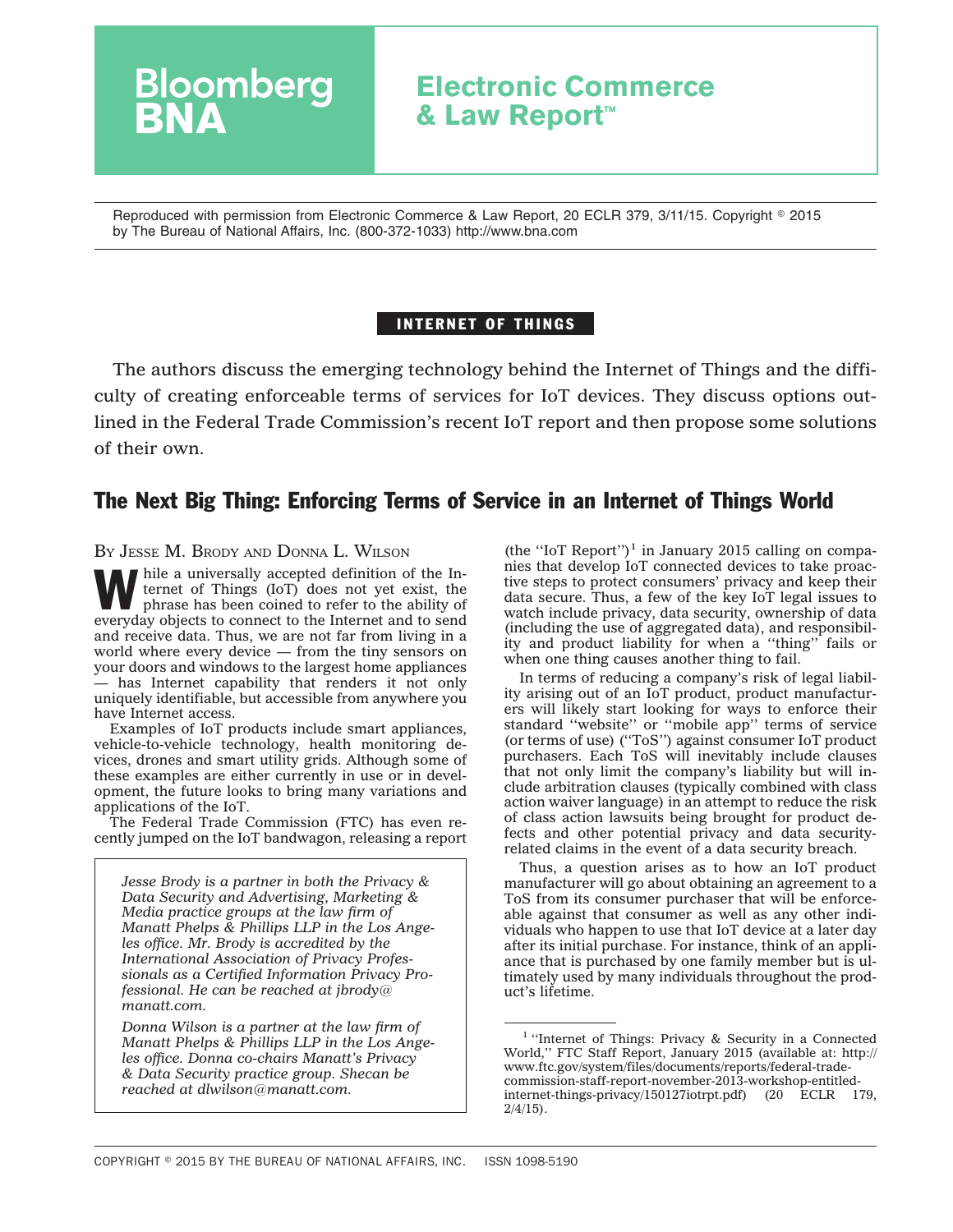# Bloomberg BNA

## Electronic Commerce & Law Report™

Reproduced with permission from Electronic Commerce & Law Report, 20 ECLR 379, 3/11/15. Copyright © 2015 by The Bureau of National Affairs, Inc. (800-372-1033) http://www.bna.com

**INTERNET OF THINGS**

The authors discuss the emerging technology behind the Internet of Things and the difficulty of creating enforceable terms of services for IoT devices. They discuss options outlined in the Federal Trade Commission's recent IoT report and then propose some solutions of their own.

## The Next Big Thing: Enforcing Terms of Service in an Internet of Things World

BY JESSE M. BRODY AND DONNA L. WILSON

While a universally accepted definition of the Internet of Things (IoT) does not yet exist, the phrase has been coined to refer to the ability of everyday objects to connect to the Internet and to send and receive data. Thus, we are not far from living in a world where every device — from the tiny sensors on your doors and windows to the largest home appliances — has Internet capability that renders it not only uniquely identifiable, but accessible from anywhere you have Internet access.

Examples of IoT products include smart appliances, vehicle-to-vehicle technology, health monitoring devices, drones and smart utility grids. Although some of these examples are either currently in use or in development, the future looks to bring many variations and applications of the IoT.

The Federal Trade Commission (FTC) has even recently jumped on the IoT bandwagon, releasing a report (the ''IoT Report'')[1] in January 2015 calling on companies that develop IoT connected devices to take proactive steps to protect consumers' privacy and keep their data secure. Thus, a few of the key IoT legal issues to watch include privacy, data security, ownership of data (including the use of aggregated data), and responsibility and product liability for when a ''thing'' fails or when one thing causes another thing to fail.

In terms of reducing a company's risk of legal liability arising out of an IoT product, product manufacturers will likely start looking for ways to enforce their standard ''website'' or ''mobile app'' terms of service (or terms of use) (''ToS'') against consumer IoT product purchasers. Each ToS will inevitably include clauses that not only limit the company's liability but will include arbitration clauses (typically combined with class action waiver language) in an attempt to reduce the risk of class action lawsuits being brought for product defects and other potential privacy and data security-related claims in the event of a data security breach.

Thus, a question arises as to how an IoT product manufacturer will go about obtaining an agreement to a ToS from its consumer purchaser that will be enforceable against that consumer as well as any other individuals who happen to use that IoT device at a later day after its initial purchase. For instance, think of an appliance that is purchased by one family member but is ultimately used by many individuals throughout the product's lifetime.

*Jesse Brody is a partner in both the Privacy & Data Security and Advertising, Marketing & Media practice groups at the law firm of Manatt Phelps & Phillips LLP in the Los Angeles office. Mr. Brody is accredited by the International Association of Privacy Professionals as a Certified Information Privacy Professional. He can be reached at jbrody@manatt.com.*

*Donna Wilson is a partner at the law firm of Manatt Phelps & Phillips LLP in the Los Angeles office. Donna co-chairs Manatt's Privacy & Data Security practice group. Shecan be reached at dlwilson@manatt.com.*

[1] ''Internet of Things: Privacy & Security in a Connected World,'' FTC Staff Report, January 2015 (available at: http://www.ftc.gov/system/files/documents/reports/federal-trade-commission-staff-report-november-2013-workshop-entitled-internet-things-privacy/150127iotrpt.pdf) (20 ECLR 179, 2/4/15).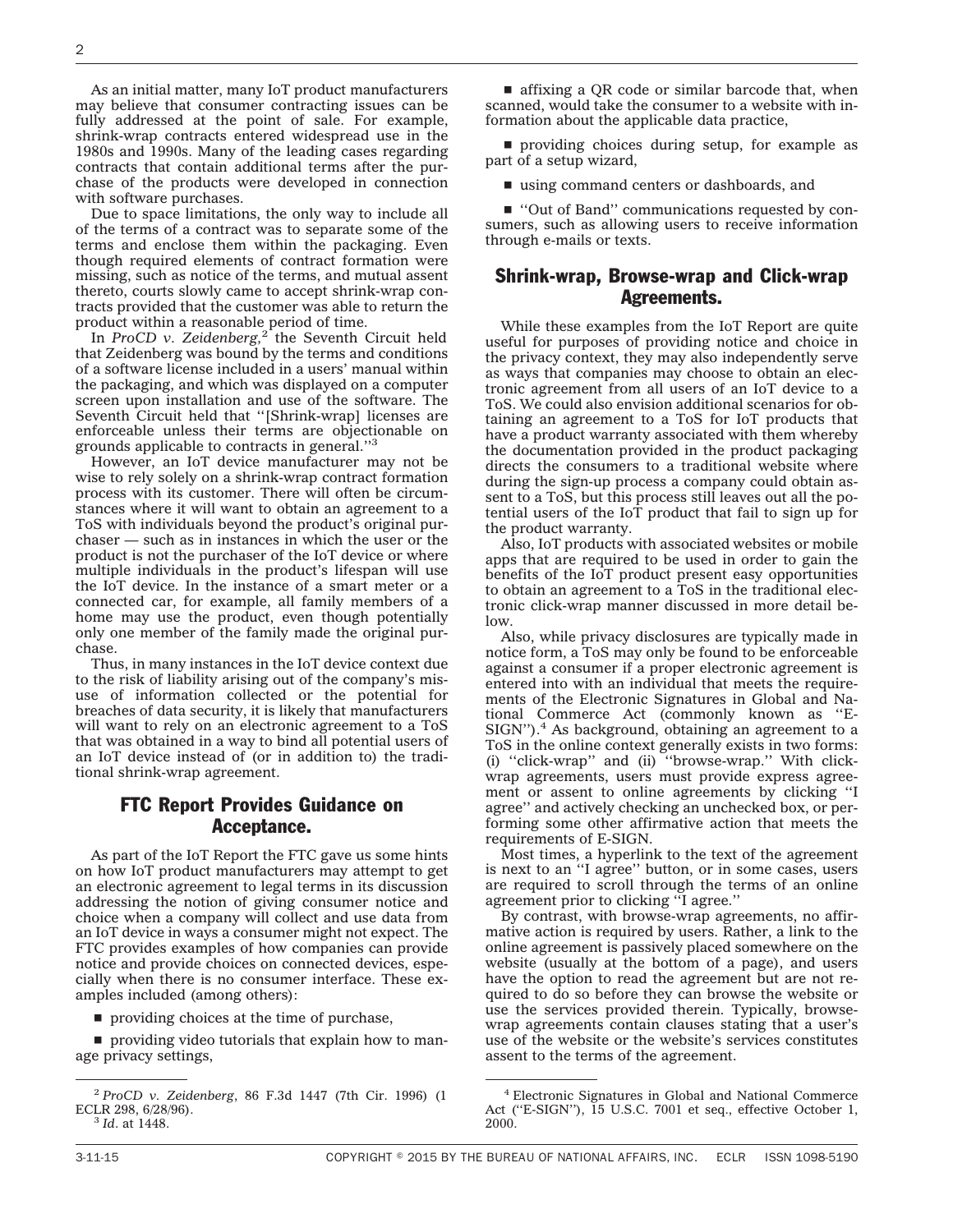As an initial matter, many IoT product manufacturers may believe that consumer contracting issues can be fully addressed at the point of sale. For example, shrink-wrap contracts entered widespread use in the 1980s and 1990s. Many of the leading cases regarding contracts that contain additional terms after the purchase of the products were developed in connection with software purchases.

Due to space limitations, the only way to include all of the terms of a contract was to separate some of the terms and enclose them within the packaging. Even though required elements of contract formation were missing, such as notice of the terms, and mutual assent thereto, courts slowly came to accept shrink-wrap contracts provided that the customer was able to return the product within a reasonable period of time.

In *ProCD v. Zeidenberg,*[2] the Seventh Circuit held that Zeidenberg was bound by the terms and conditions of a software license included in a users' manual within the packaging, and which was displayed on a computer screen upon installation and use of the software. The Seventh Circuit held that ''[Shrink-wrap] licenses are enforceable unless their terms are objectionable on grounds applicable to contracts in general.''[3]

However, an IoT device manufacturer may not be wise to rely solely on a shrink-wrap contract formation process with its customer. There will often be circumstances where it will want to obtain an agreement to a ToS with individuals beyond the product's original purchaser — such as in instances in which the user or the product is not the purchaser of the IoT device or where multiple individuals in the product's lifespan will use the IoT device. In the instance of a smart meter or a connected car, for example, all family members of a home may use the product, even though potentially only one member of the family made the original purchase.

Thus, in many instances in the IoT device context due to the risk of liability arising out of the company's misuse of information collected or the potential for breaches of data security, it is likely that manufacturers will want to rely on an electronic agreement to a ToS that was obtained in a way to bind all potential users of an IoT device instead of (or in addition to) the traditional shrink-wrap agreement.

## FTC Report Provides Guidance on Acceptance.

As part of the IoT Report the FTC gave us some hints on how IoT product manufacturers may attempt to get an electronic agreement to legal terms in its discussion addressing the notion of giving consumer notice and choice when a company will collect and use data from an IoT device in ways a consumer might not expect. The FTC provides examples of how companies can provide notice and provide choices on connected devices, especially when there is no consumer interface. These examples included (among others):

- providing choices at the time of purchase,
- providing video tutorials that explain how to manage privacy settings,
- affixing a QR code or similar barcode that, when scanned, would take the consumer to a website with information about the applicable data practice,
- providing choices during setup, for example as part of a setup wizard,
- using command centers or dashboards, and
- ''Out of Band'' communications requested by consumers, such as allowing users to receive information through e-mails or texts.

## Shrink-wrap, Browse-wrap and Click-wrap Agreements.

While these examples from the IoT Report are quite useful for purposes of providing notice and choice in the privacy context, they may also independently serve as ways that companies may choose to obtain an electronic agreement from all users of an IoT device to a ToS. We could also envision additional scenarios for obtaining an agreement to a ToS for IoT products that have a product warranty associated with them whereby the documentation provided in the product packaging directs the consumers to a traditional website where during the sign-up process a company could obtain assent to a ToS, but this process still leaves out all the potential users of the IoT product that fail to sign up for the product warranty.

Also, IoT products with associated websites or mobile apps that are required to be used in order to gain the benefits of the IoT product present easy opportunities to obtain an agreement to a ToS in the traditional electronic click-wrap manner discussed in more detail below.

Also, while privacy disclosures are typically made in notice form, a ToS may only be found to be enforceable against a consumer if a proper electronic agreement is entered into with an individual that meets the requirements of the Electronic Signatures in Global and National Commerce Act (commonly known as ''E-SIGN'').[4] As background, obtaining an agreement to a ToS in the online context generally exists in two forms: (i) ''click-wrap'' and (ii) ''browse-wrap.'' With click-wrap agreements, users must provide express agreement or assent to online agreements by clicking ''I agree'' and actively checking an unchecked box, or performing some other affirmative action that meets the requirements of E-SIGN.

Most times, a hyperlink to the text of the agreement is next to an ''I agree'' button, or in some cases, users are required to scroll through the terms of an online agreement prior to clicking ''I agree.''

By contrast, with browse-wrap agreements, no affirmative action is required by users. Rather, a link to the online agreement is passively placed somewhere on the website (usually at the bottom of a page), and users have the option to read the agreement but are not required to do so before they can browse the website or use the services provided therein. Typically, browse-wrap agreements contain clauses stating that a user's use of the website or the website's services constitutes assent to the terms of the agreement.

---

[2] *ProCD v. Zeidenberg*, 86 F.3d 1447 (7th Cir. 1996) (1 ECLR 298, 6/28/96).

[3] *Id*. at 1448.

[4] Electronic Signatures in Global and National Commerce Act (''E-SIGN''), 15 U.S.C. 7001 et seq., effective October 1, 2000.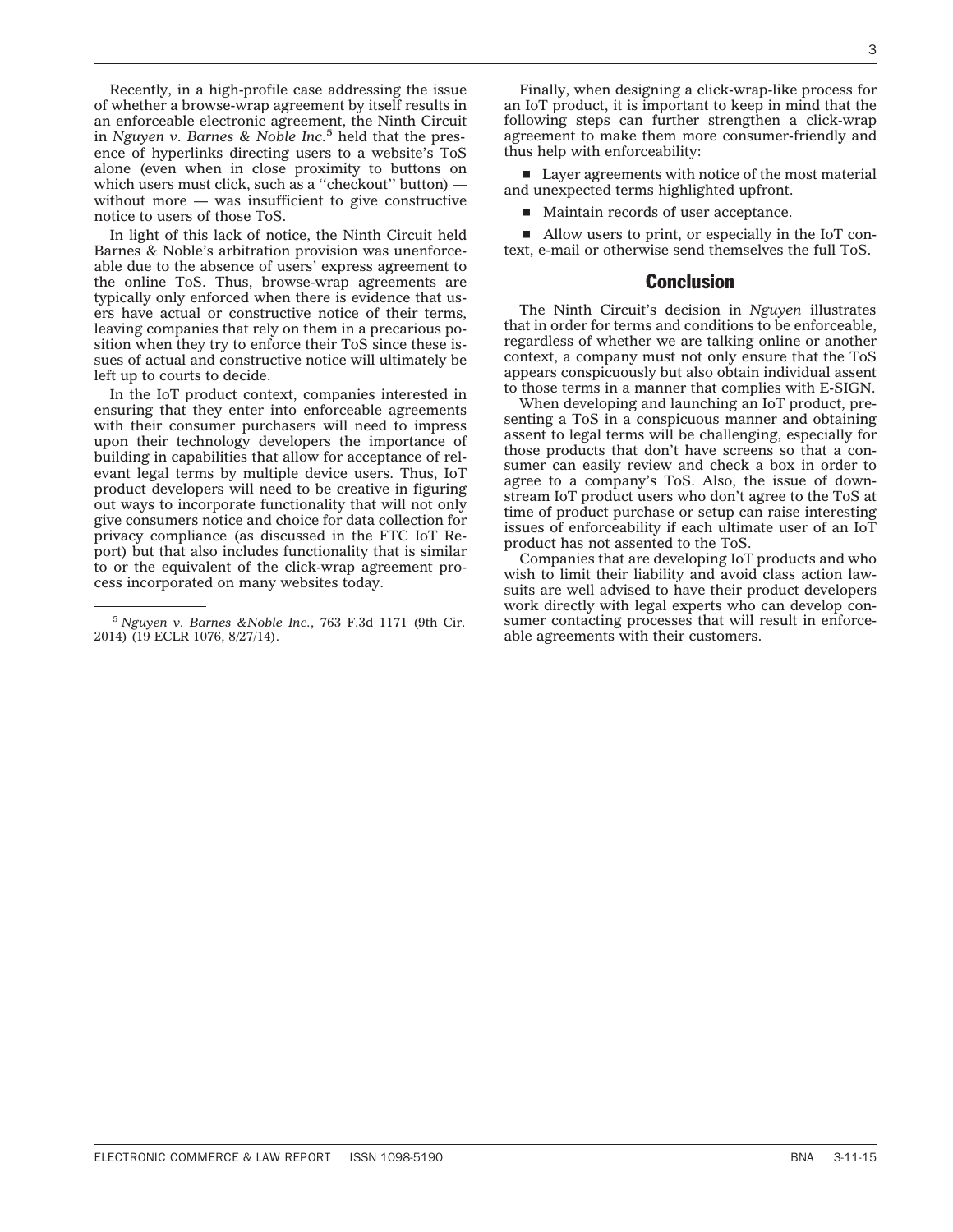Recently, in a high-profile case addressing the issue of whether a browse-wrap agreement by itself results in an enforceable electronic agreement, the Ninth Circuit in *Nguyen v. Barnes & Noble Inc.*[5] held that the presence of hyperlinks directing users to a website's ToS alone (even when in close proximity to buttons on which users must click, such as a ''checkout'' button) — without more — was insufficient to give constructive notice to users of those ToS.

In light of this lack of notice, the Ninth Circuit held Barnes & Noble's arbitration provision was unenforceable due to the absence of users' express agreement to the online ToS. Thus, browse-wrap agreements are typically only enforced when there is evidence that users have actual or constructive notice of their terms, leaving companies that rely on them in a precarious position when they try to enforce their ToS since these issues of actual and constructive notice will ultimately be left up to courts to decide.

In the IoT product context, companies interested in ensuring that they enter into enforceable agreements with their consumer purchasers will need to impress upon their technology developers the importance of building in capabilities that allow for acceptance of relevant legal terms by multiple device users. Thus, IoT product developers will need to be creative in figuring out ways to incorporate functionality that will not only give consumers notice and choice for data collection for privacy compliance (as discussed in the FTC IoT Report) but that also includes functionality that is similar to or the equivalent of the click-wrap agreement process incorporated on many websites today.

[5] *Nguyen v. Barnes &Noble Inc.*, 763 F.3d 1171 (9th Cir. 2014) (19 ECLR 1076, 8/27/14).

Finally, when designing a click-wrap-like process for an IoT product, it is important to keep in mind that the following steps can further strengthen a click-wrap agreement to make them more consumer-friendly and thus help with enforceability:

- Layer agreements with notice of the most material and unexpected terms highlighted upfront.
- Maintain records of user acceptance.
- Allow users to print, or especially in the IoT context, e-mail or otherwise send themselves the full ToS.

## Conclusion

The Ninth Circuit's decision in *Nguyen* illustrates that in order for terms and conditions to be enforceable, regardless of whether we are talking online or another context, a company must not only ensure that the ToS appears conspicuously but also obtain individual assent to those terms in a manner that complies with E-SIGN.

When developing and launching an IoT product, presenting a ToS in a conspicuous manner and obtaining assent to legal terms will be challenging, especially for those products that don't have screens so that a consumer can easily review and check a box in order to agree to a company's ToS. Also, the issue of downstream IoT product users who don't agree to the ToS at time of product purchase or setup can raise interesting issues of enforceability if each ultimate user of an IoT product has not assented to the ToS.

Companies that are developing IoT products and who wish to limit their liability and avoid class action lawsuits are well advised to have their product developers work directly with legal experts who can develop consumer contacting processes that will result in enforceable agreements with their customers.